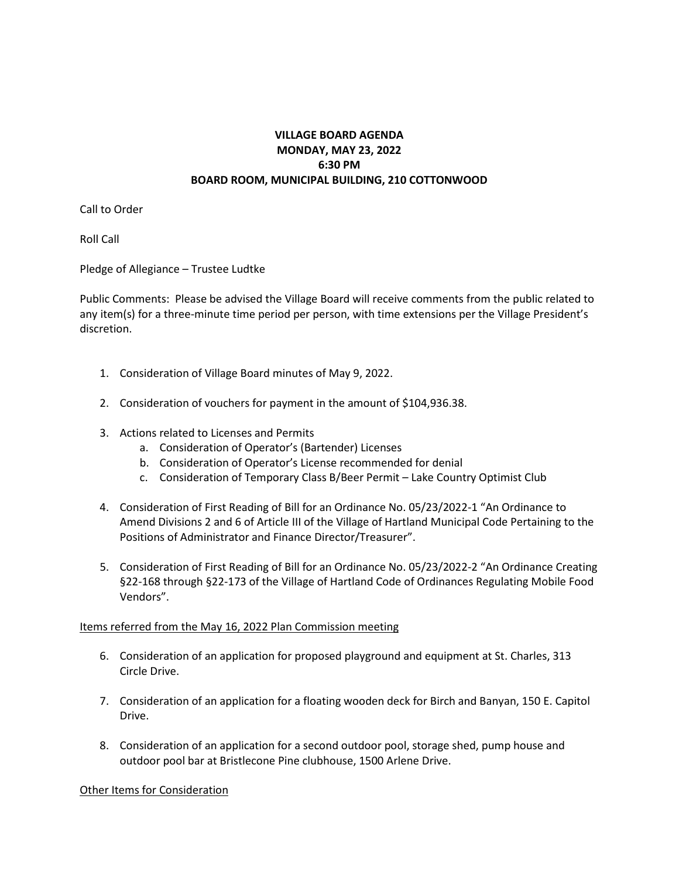**VILLAGE BOARD AGENDA**
**MONDAY, MAY 23, 2022**
**6:30 PM**
**BOARD ROOM, MUNICIPAL BUILDING, 210 COTTONWOOD**

Call to Order

Roll Call

Pledge of Allegiance – Trustee Ludtke

Public Comments: Please be advised the Village Board will receive comments from the public related to any item(s) for a three-minute time period per person, with time extensions per the Village President's discretion.

1. Consideration of Village Board minutes of May 9, 2022.

2. Consideration of vouchers for payment in the amount of $104,936.38.

3. Actions related to Licenses and Permits
   a. Consideration of Operator's (Bartender) Licenses
   b. Consideration of Operator's License recommended for denial
   c. Consideration of Temporary Class B/Beer Permit – Lake Country Optimist Club

4. Consideration of First Reading of Bill for an Ordinance No. 05/23/2022-1 "An Ordinance to Amend Divisions 2 and 6 of Article III of the Village of Hartland Municipal Code Pertaining to the Positions of Administrator and Finance Director/Treasurer".

5. Consideration of First Reading of Bill for an Ordinance No. 05/23/2022-2 "An Ordinance Creating §22-168 through §22-173 of the Village of Hartland Code of Ordinances Regulating Mobile Food Vendors".

<u>Items referred from the May 16, 2022 Plan Commission meeting</u>

6. Consideration of an application for proposed playground and equipment at St. Charles, 313 Circle Drive.

7. Consideration of an application for a floating wooden deck for Birch and Banyan, 150 E. Capitol Drive.

8. Consideration of an application for a second outdoor pool, storage shed, pump house and outdoor pool bar at Bristlecone Pine clubhouse, 1500 Arlene Drive.

<u>Other Items for Consideration</u>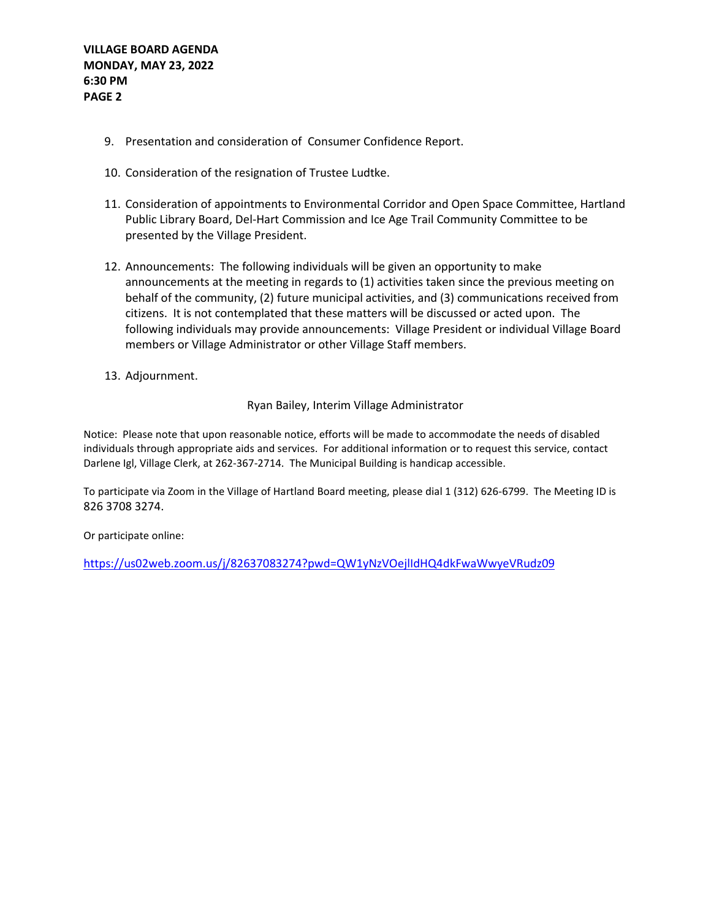9. Presentation and consideration of Consumer Confidence Report.

10. Consideration of the resignation of Trustee Ludtke.

11. Consideration of appointments to Environmental Corridor and Open Space Committee, Hartland Public Library Board, Del-Hart Commission and Ice Age Trail Community Committee to be presented by the Village President.

12. Announcements: The following individuals will be given an opportunity to make announcements at the meeting in regards to (1) activities taken since the previous meeting on behalf of the community, (2) future municipal activities, and (3) communications received from citizens. It is not contemplated that these matters will be discussed or acted upon. The following individuals may provide announcements: Village President or individual Village Board members or Village Administrator or other Village Staff members.

13. Adjournment.

Ryan Bailey, Interim Village Administrator

Notice: Please note that upon reasonable notice, efforts will be made to accommodate the needs of disabled individuals through appropriate aids and services. For additional information or to request this service, contact Darlene Igl, Village Clerk, at 262-367-2714. The Municipal Building is handicap accessible.

To participate via Zoom in the Village of Hartland Board meeting, please dial 1 (312) 626-6799. The Meeting ID is 826 3708 3274.

Or participate online:

https://us02web.zoom.us/j/82637083274?pwd=QW1yNzVOejlIdHQ4dkFwaWwyeVRudz09